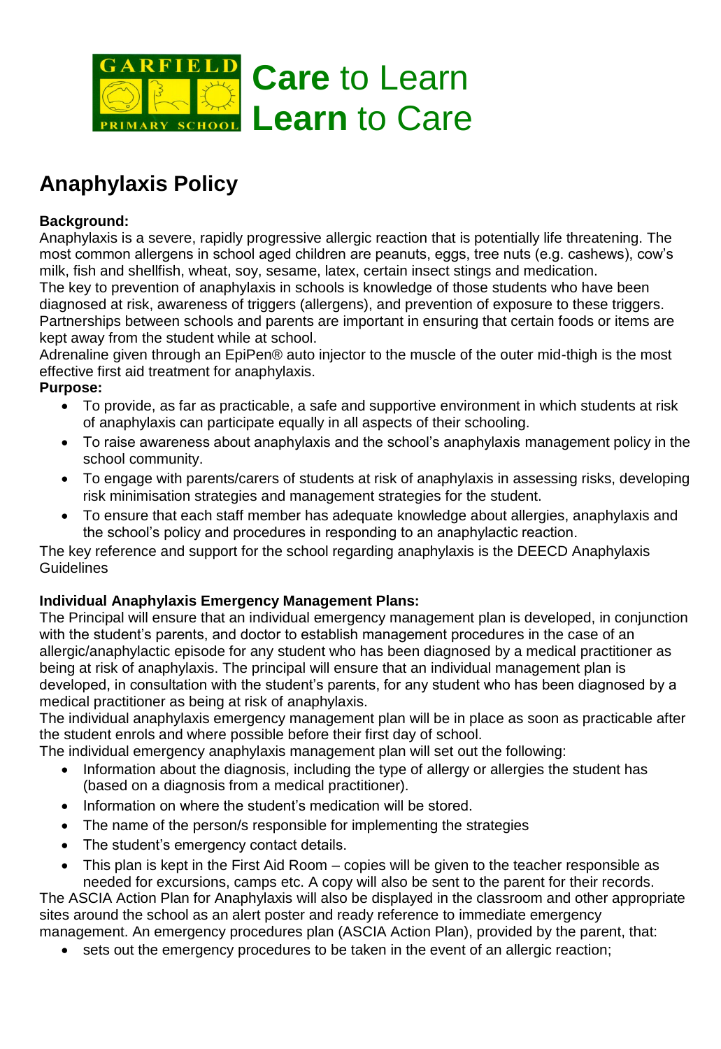GARFIELD PRIMARY SCHOOL

**Care** to Learn
**Learn** to Care

# Anaphylaxis Policy

**Background:**
Anaphylaxis is a severe, rapidly progressive allergic reaction that is potentially life threatening. The most common allergens in school aged children are peanuts, eggs, tree nuts (e.g. cashews), cow's milk, fish and shellfish, wheat, soy, sesame, latex, certain insect stings and medication.
The key to prevention of anaphylaxis in schools is knowledge of those students who have been diagnosed at risk, awareness of triggers (allergens), and prevention of exposure to these triggers. Partnerships between schools and parents are important in ensuring that certain foods or items are kept away from the student while at school.
Adrenaline given through an EpiPen® auto injector to the muscle of the outer mid-thigh is the most effective first aid treatment for anaphylaxis.

**Purpose:**

- To provide, as far as practicable, a safe and supportive environment in which students at risk of anaphylaxis can participate equally in all aspects of their schooling.
- To raise awareness about anaphylaxis and the school's anaphylaxis management policy in the school community.
- To engage with parents/carers of students at risk of anaphylaxis in assessing risks, developing risk minimisation strategies and management strategies for the student.
- To ensure that each staff member has adequate knowledge about allergies, anaphylaxis and the school's policy and procedures in responding to an anaphylactic reaction.

The key reference and support for the school regarding anaphylaxis is the DEECD Anaphylaxis Guidelines

**Individual Anaphylaxis Emergency Management Plans:**
The Principal will ensure that an individual emergency management plan is developed, in conjunction with the student's parents, and doctor to establish management procedures in the case of an allergic/anaphylactic episode for any student who has been diagnosed by a medical practitioner as being at risk of anaphylaxis. The principal will ensure that an individual management plan is developed, in consultation with the student's parents, for any student who has been diagnosed by a medical practitioner as being at risk of anaphylaxis.
The individual anaphylaxis emergency management plan will be in place as soon as practicable after the student enrols and where possible before their first day of school.
The individual emergency anaphylaxis management plan will set out the following:

- Information about the diagnosis, including the type of allergy or allergies the student has (based on a diagnosis from a medical practitioner).
- Information on where the student's medication will be stored.
- The name of the person/s responsible for implementing the strategies
- The student's emergency contact details.
- This plan is kept in the First Aid Room – copies will be given to the teacher responsible as needed for excursions, camps etc. A copy will also be sent to the parent for their records.

The ASCIA Action Plan for Anaphylaxis will also be displayed in the classroom and other appropriate sites around the school as an alert poster and ready reference to immediate emergency management. An emergency procedures plan (ASCIA Action Plan), provided by the parent, that:

- sets out the emergency procedures to be taken in the event of an allergic reaction;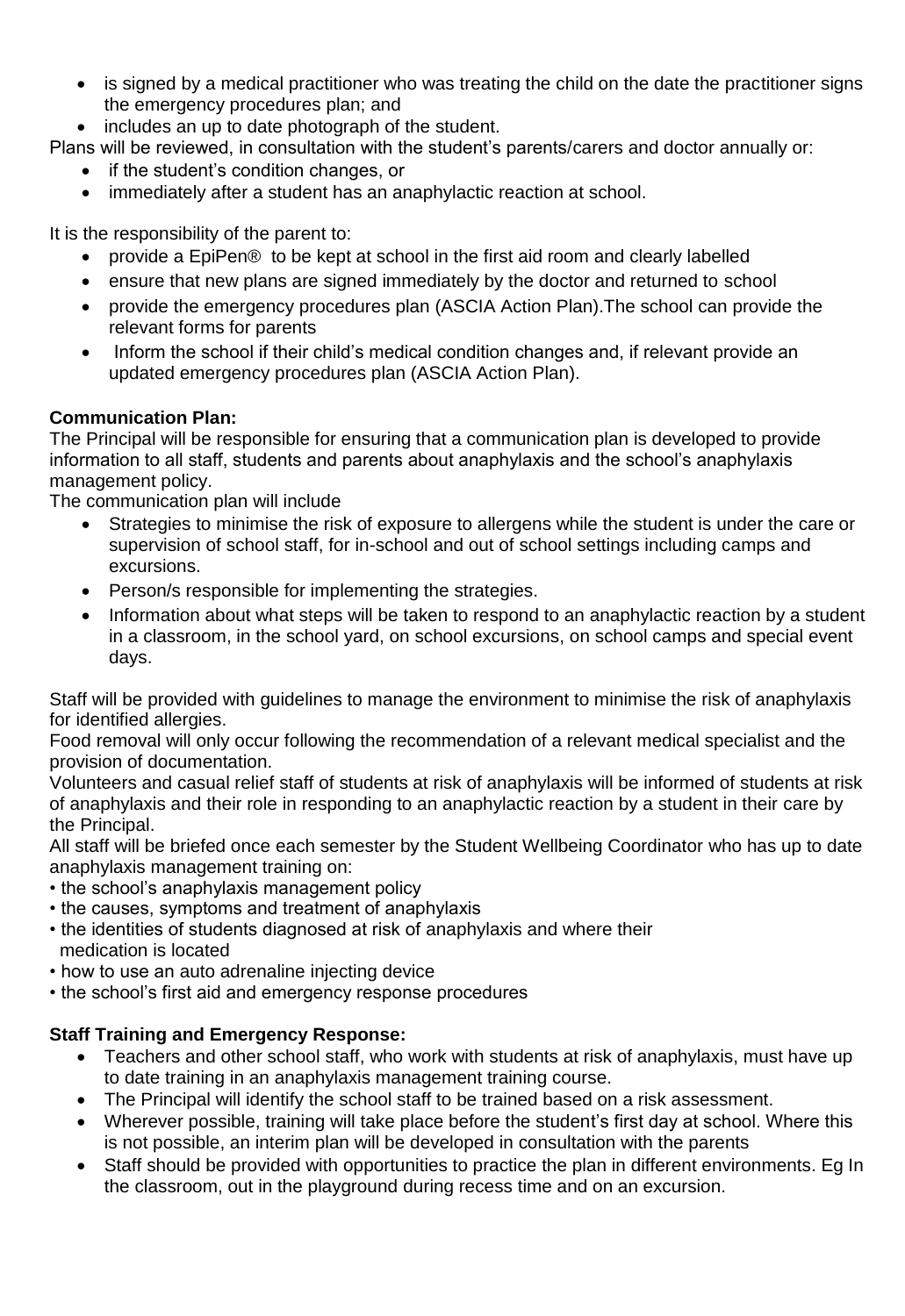- is signed by a medical practitioner who was treating the child on the date the practitioner signs the emergency procedures plan; and
- includes an up to date photograph of the student.

Plans will be reviewed, in consultation with the student's parents/carers and doctor annually or:

- if the student's condition changes, or
- immediately after a student has an anaphylactic reaction at school.

It is the responsibility of the parent to:

- provide a EpiPen® to be kept at school in the first aid room and clearly labelled
- ensure that new plans are signed immediately by the doctor and returned to school
- provide the emergency procedures plan (ASCIA Action Plan).The school can provide the relevant forms for parents
- Inform the school if their child's medical condition changes and, if relevant provide an updated emergency procedures plan (ASCIA Action Plan).

**Communication Plan:**

The Principal will be responsible for ensuring that a communication plan is developed to provide information to all staff, students and parents about anaphylaxis and the school's anaphylaxis management policy.

The communication plan will include

- Strategies to minimise the risk of exposure to allergens while the student is under the care or supervision of school staff, for in-school and out of school settings including camps and excursions.
- Person/s responsible for implementing the strategies.
- Information about what steps will be taken to respond to an anaphylactic reaction by a student in a classroom, in the school yard, on school excursions, on school camps and special event days.

Staff will be provided with guidelines to manage the environment to minimise the risk of anaphylaxis for identified allergies.

Food removal will only occur following the recommendation of a relevant medical specialist and the provision of documentation.

Volunteers and casual relief staff of students at risk of anaphylaxis will be informed of students at risk of anaphylaxis and their role in responding to an anaphylactic reaction by a student in their care by the Principal.

All staff will be briefed once each semester by the Student Wellbeing Coordinator who has up to date anaphylaxis management training on:

- the school's anaphylaxis management policy
- the causes, symptoms and treatment of anaphylaxis
- the identities of students diagnosed at risk of anaphylaxis and where their medication is located
- how to use an auto adrenaline injecting device
- the school's first aid and emergency response procedures

**Staff Training and Emergency Response:**

- Teachers and other school staff, who work with students at risk of anaphylaxis, must have up to date training in an anaphylaxis management training course.
- The Principal will identify the school staff to be trained based on a risk assessment.
- Wherever possible, training will take place before the student's first day at school. Where this is not possible, an interim plan will be developed in consultation with the parents
- Staff should be provided with opportunities to practice the plan in different environments. Eg In the classroom, out in the playground during recess time and on an excursion.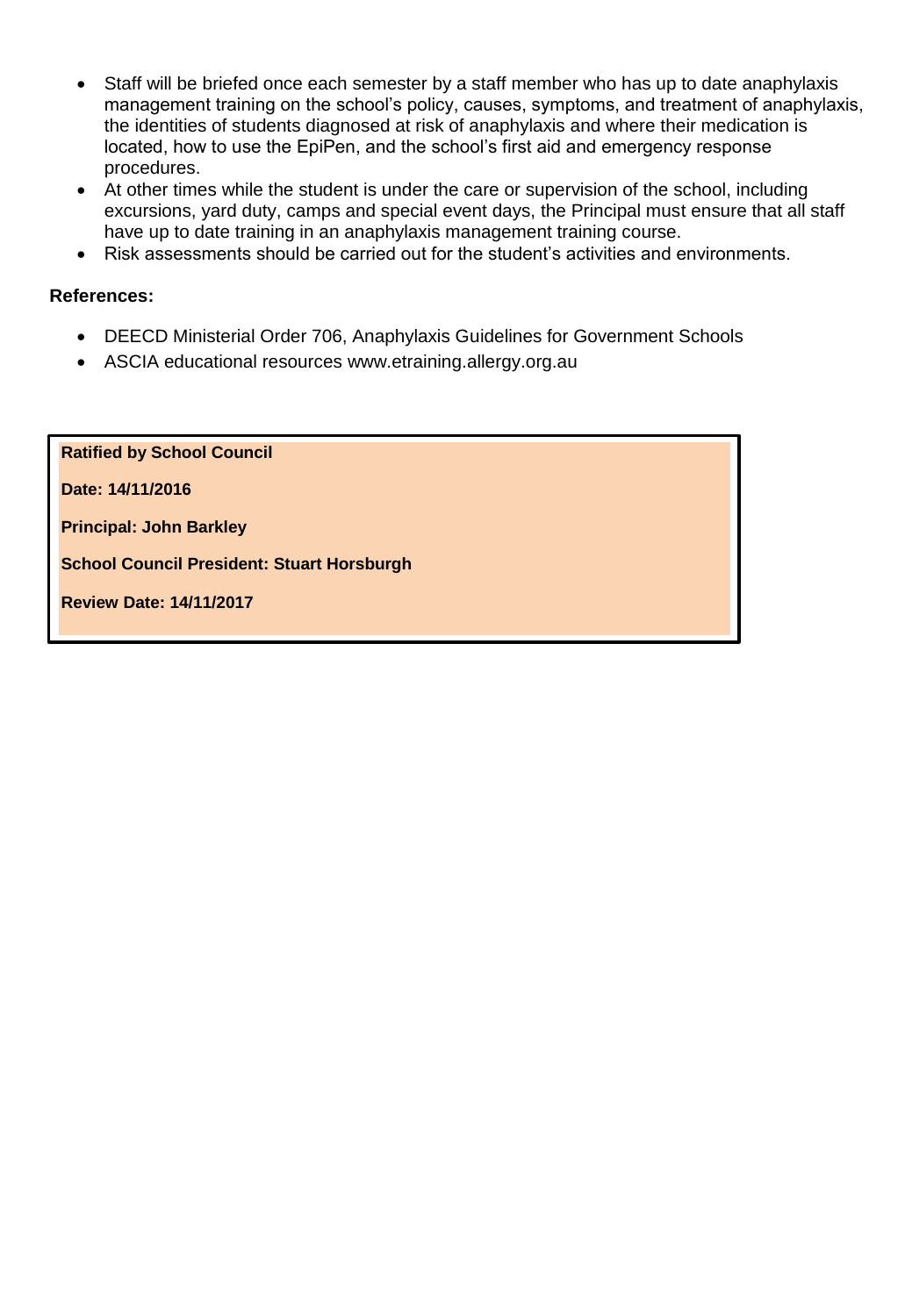- Staff will be briefed once each semester by a staff member who has up to date anaphylaxis management training on the school's policy, causes, symptoms, and treatment of anaphylaxis, the identities of students diagnosed at risk of anaphylaxis and where their medication is located, how to use the EpiPen, and the school's first aid and emergency response procedures.
- At other times while the student is under the care or supervision of the school, including excursions, yard duty, camps and special event days, the Principal must ensure that all staff have up to date training in an anaphylaxis management training course.
- Risk assessments should be carried out for the student's activities and environments.

**References:**

- DEECD Ministerial Order 706, Anaphylaxis Guidelines for Government Schools
- ASCIA educational resources www.etraining.allergy.org.au

**Ratified by School Council**

**Date: 14/11/2016**

**Principal: John Barkley**

**School Council President: Stuart Horsburgh**

**Review Date: 14/11/2017**